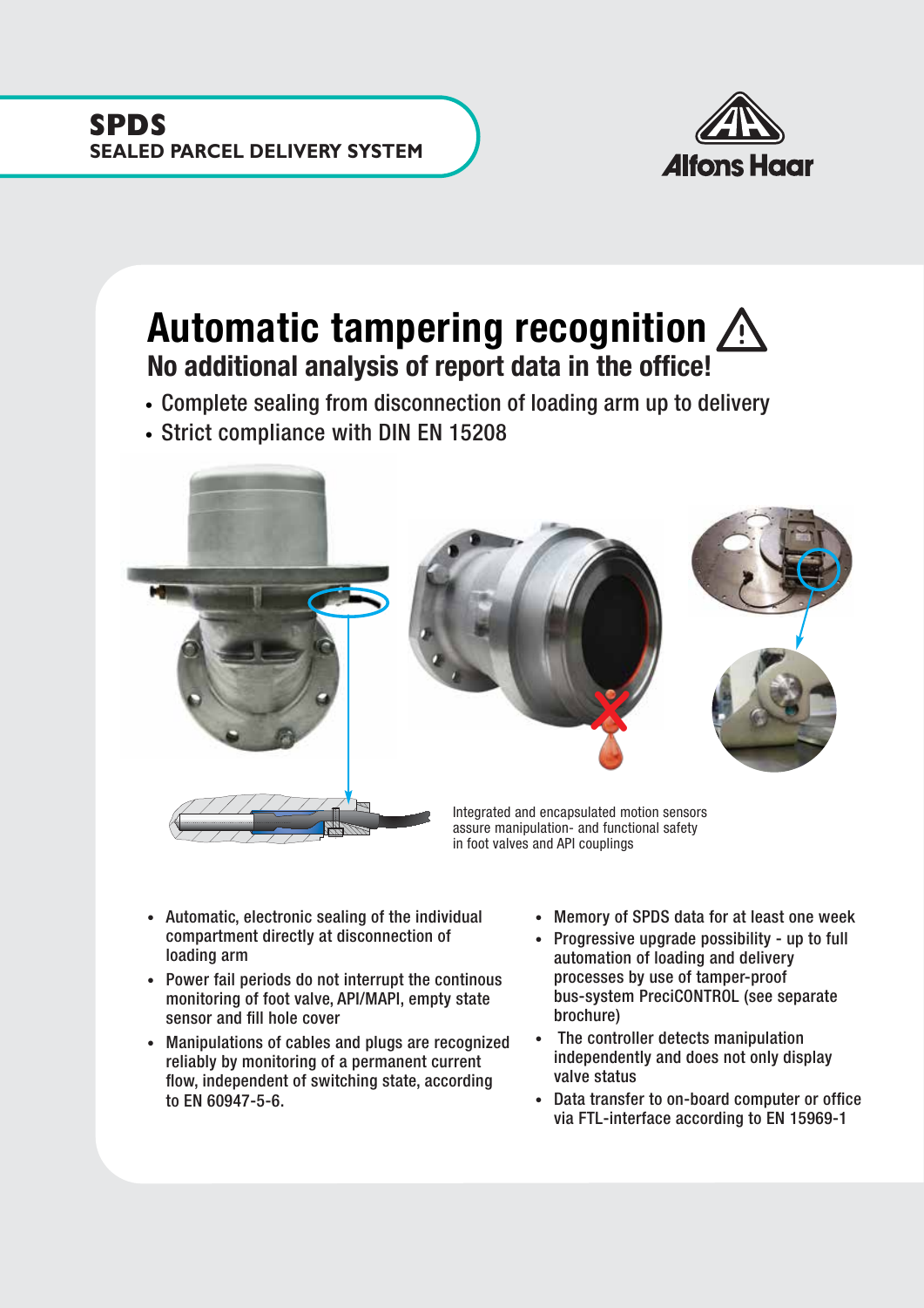**SPDS**
**SEALED PARCEL DELIVERY SYSTEM**

# Automatic tampering recognition ⚠

## No additional analysis of report data in the office!

- Complete sealing from disconnection of loading arm up to delivery
- Strict compliance with DIN EN 15208

Integrated and encapsulated motion sensors assure manipulation- and functional safety in foot valves and API couplings

- Automatic, electronic sealing of the individual compartment directly at disconnection of loading arm
- Power fail periods do not interrupt the continous monitoring of foot valve, API/MAPI, empty state sensor and fill hole cover
- Manipulations of cables and plugs are recognized reliably by monitoring of a permanent current flow, independent of switching state, according to EN 60947-5-6.
- Memory of SPDS data for at least one week
- Progressive upgrade possibility - up to full automation of loading and delivery processes by use of tamper-proof bus-system PreciCONTROL (see separate brochure)
- The controller detects manipulation independently and does not only display valve status
- Data transfer to on-board computer or office via FTL-interface according to EN 15969-1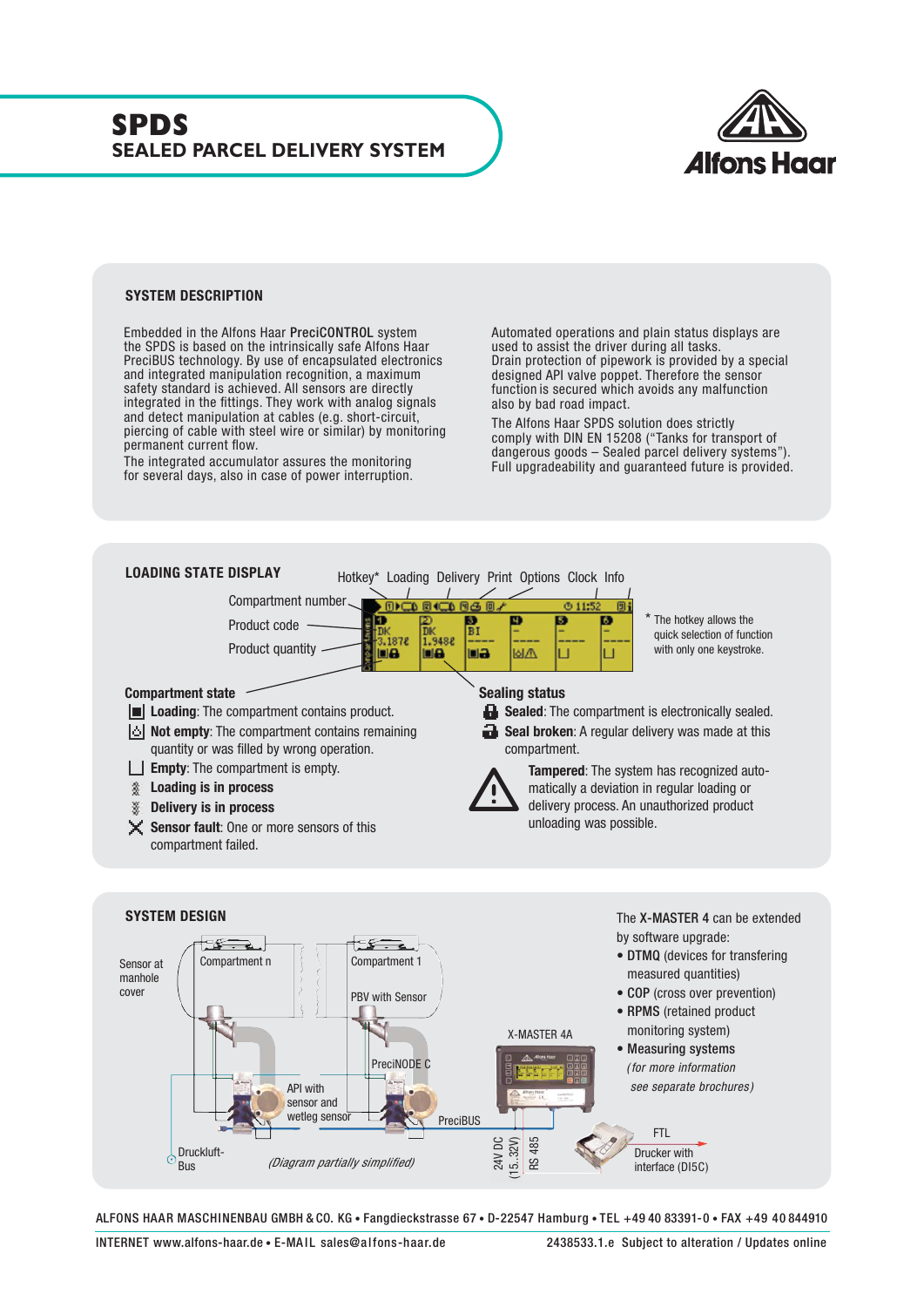# SPDS
## SEALED PARCEL DELIVERY SYSTEM

Alfons Haar

### SYSTEM DESCRIPTION

Embedded in the Alfons Haar **PreciCONTROL** system the SPDS is based on the intrinsically safe Alfons Haar PreciBUS technology. By use of encapsulated electronics and integrated manipulation recognition, a maximum safety standard is achieved. All sensors are directly integrated in the fittings. They work with analog signals and detect manipulation at cables (e.g. short-circuit, piercing of cable with steel wire or similar) by monitoring permanent current flow.

The integrated accumulator assures the monitoring for several days, also in case of power interruption.

Automated operations and plain status displays are used to assist the driver during all tasks.

Drain protection of pipework is provided by a special designed API valve poppet. Therefore the sensor function is secured which avoids any malfunction also by bad road impact.

The Alfons Haar SPDS solution does strictly comply with DIN EN 15208 ("Tanks for transport of dangerous goods – Sealed parcel delivery systems"). Full upgradeability and guaranteed future is provided.

### LOADING STATE DISPLAY

Hotkey* Loading Delivery Print Options Clock Info

Compartment number

Product code

Product quantity

DK 3.187ℓ

DK 1.948ℓ

BI

11:52

* The hotkey allows the quick selection of function with only one keystroke.

**Compartment state**

- **Loading**: The compartment contains product.
- **Not empty**: The compartment contains remaining quantity or was filled by wrong operation.
- **Empty**: The compartment is empty.
- **Loading is in process**
- **Delivery is in process**
- **Sensor fault**: One or more sensors of this compartment failed.

**Sealing status**

- **Sealed**: The compartment is electronically sealed.
- **Seal broken**: A regular delivery was made at this compartment.
- **Tampered**: The system has recognized automatically a deviation in regular loading or delivery process. An unauthorized product unloading was possible.

### SYSTEM DESIGN

Sensor at manhole cover

Compartment n

Compartment 1

PBV with Sensor

PreciNODE C

API with sensor and wetleg sensor

X-MASTER 4A

PreciBUS

Druckluft-Bus

(Diagram partially simplified)

24V DC (15..32V)

RS 485

FTL

Drucker with interface (DI5C)

The **X-MASTER 4** can be extended by software upgrade:

- **DTMQ** (devices for transfering measured quantities)
- **COP** (cross over prevention)
- **RPMS** (retained product monitoring system)
- **Measuring systems**
  *(for more information see separate brochures)*

ALFONS HAAR MASCHINENBAU GMBH & CO. KG • Fangdieckstrasse 67 • D-22547 Hamburg • TEL +49 40 83391-0 • FAX +49 40 844910

INTERNET www.alfons-haar.de • E-MAIL sales@alfons-haar.de

2438533.1.e Subject to alteration / Updates online